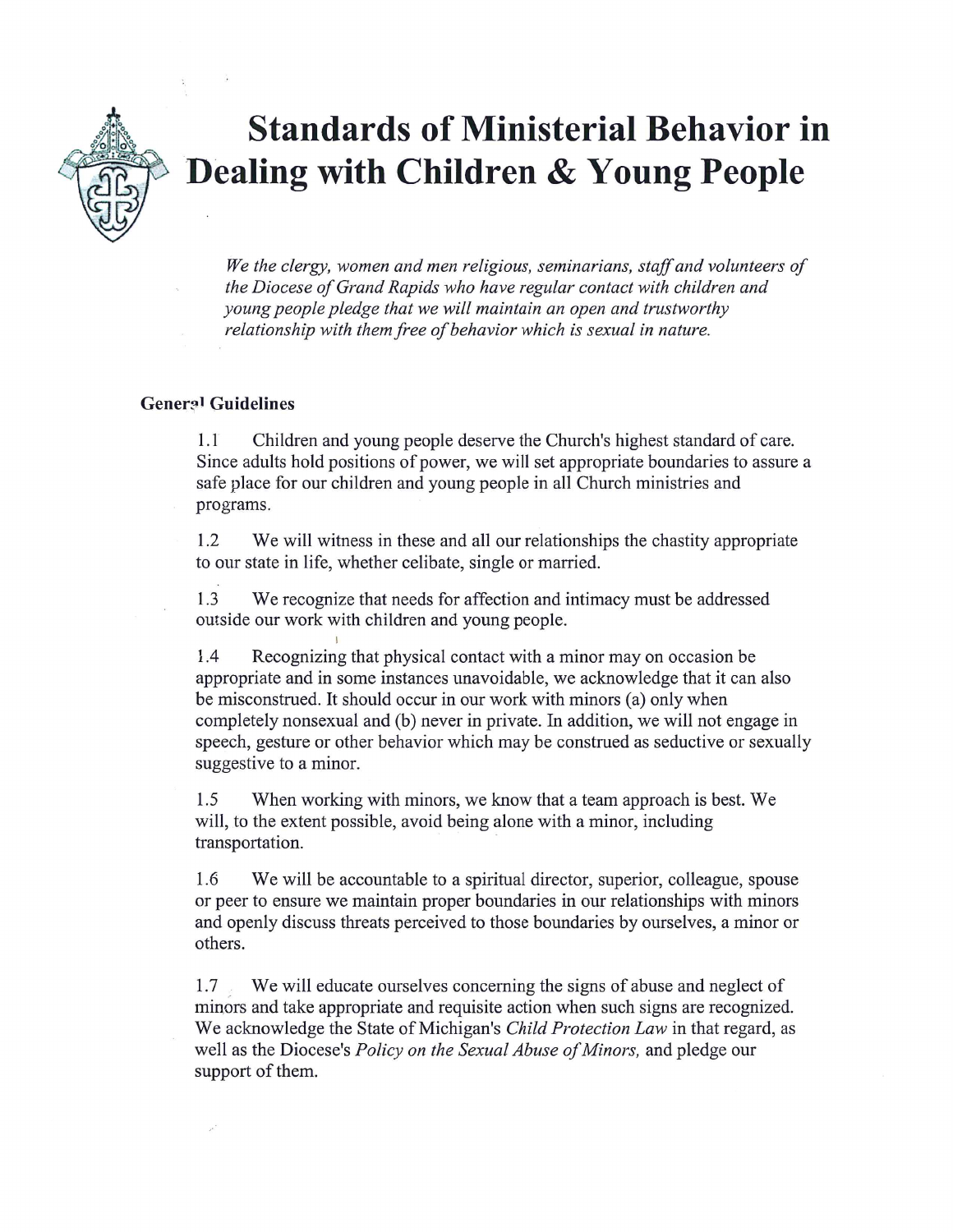# Standards of Ministerial Behavior in Dealing with Children & Young People

*We the clergy, women and men religious, seminarians, staff and volunteers of the Diocese of Grand Rapids who have regular contact with children and young people pledge that we will maintain an open and trustworthy relationship with them free of behavior which is sexual in nature.*

### General Guidelines

1.1 Children and young people deserve the Church's highest standard of care. Since adults hold positions of power, we will set appropriate boundaries to assure a safe place for our children and young people in all Church ministries and programs.

1.2 We will witness in these and all our relationships the chastity appropriate to our state in life, whether celibate, single or married.

1.3 We recognize that needs for affection and intimacy must be addressed outside our work with children and young people.

1.4 Recognizing that physical contact with a minor may on occasion be appropriate and in some instances unavoidable, we acknowledge that it can also be misconstrued. It should occur in our work with minors (a) only when completely nonsexual and (b) never in private. In addition, we will not engage in speech, gesture or other behavior which may be construed as seductive or sexually suggestive to a minor.

1.5 When working with minors, we know that a team approach is best. We will, to the extent possible, avoid being alone with a minor, including transportation.

1.6 We will be accountable to a spiritual director, superior, colleague, spouse or peer to ensure we maintain proper boundaries in our relationships with minors and openly discuss threats perceived to those boundaries by ourselves, a minor or others.

1.7 We will educate ourselves concerning the signs of abuse and neglect of minors and take appropriate and requisite action when such signs are recognized. We acknowledge the State of Michigan's *Child Protection Law* in that regard, as well as the Diocese's *Policy on the Sexual Abuse of Minors,* and pledge our support of them.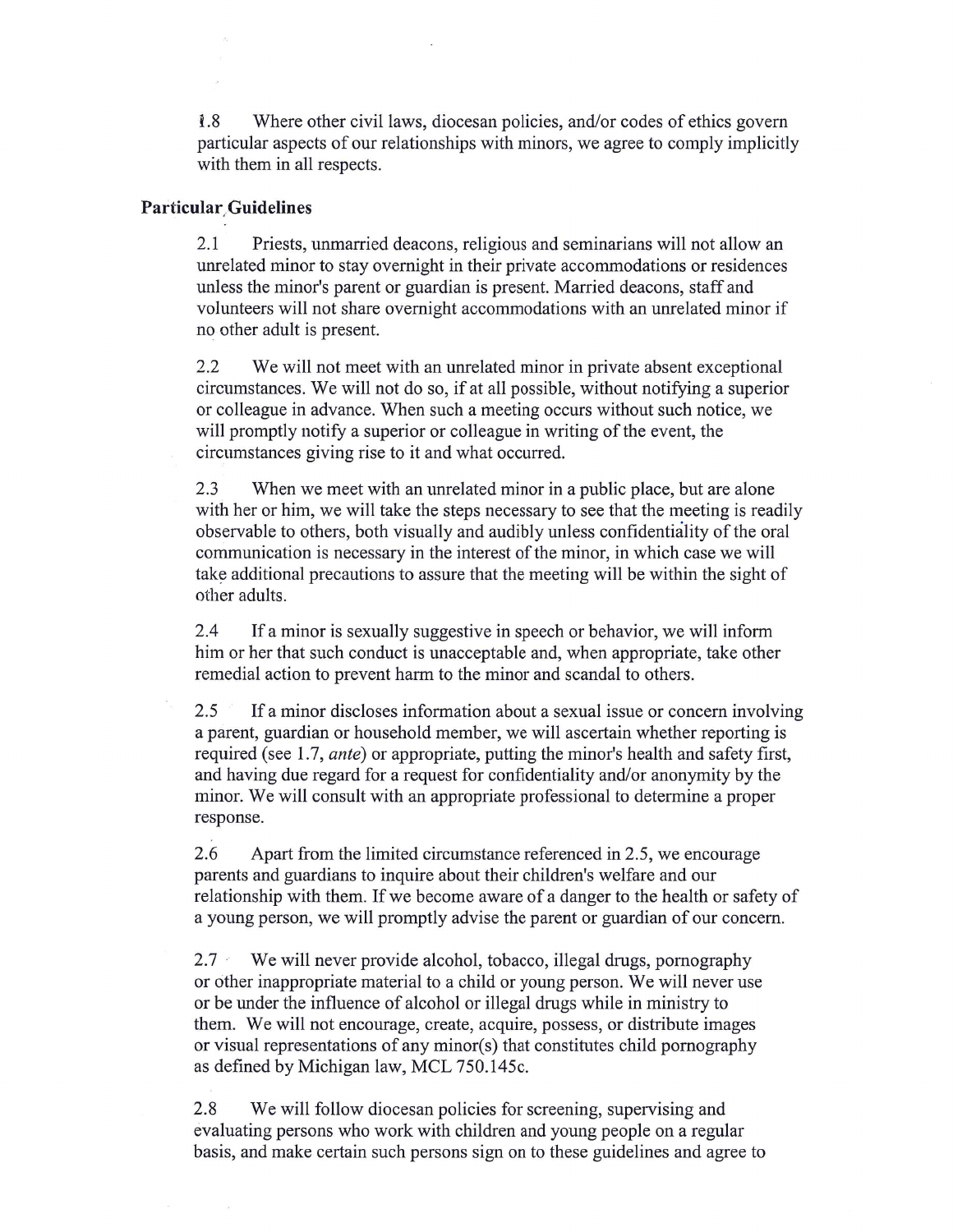1.8 Where other civil laws, diocesan policies, and/or codes of ethics govern particular aspects of our relationships with minors, we agree to comply implicitly with them in all respects.

**Particular Guidelines**

2.1 Priests, unmarried deacons, religious and seminarians will not allow an unrelated minor to stay overnight in their private accommodations or residences unless the minor's parent or guardian is present. Married deacons, staff and volunteers will not share overnight accommodations with an unrelated minor if no other adult is present.

2.2 We will not meet with an unrelated minor in private absent exceptional circumstances. We will not do so, if at all possible, without notifying a superior or colleague in advance. When such a meeting occurs without such notice, we will promptly notify a superior or colleague in writing of the event, the circumstances giving rise to it and what occurred.

2.3 When we meet with an unrelated minor in a public place, but are alone with her or him, we will take the steps necessary to see that the meeting is readily observable to others, both visually and audibly unless confidentiality of the oral communication is necessary in the interest of the minor, in which case we will take additional precautions to assure that the meeting will be within the sight of other adults.

2.4 If a minor is sexually suggestive in speech or behavior, we will inform him or her that such conduct is unacceptable and, when appropriate, take other remedial action to prevent harm to the minor and scandal to others.

2.5 If a minor discloses information about a sexual issue or concern involving a parent, guardian or household member, we will ascertain whether reporting is required (see 1.7, *ante*) or appropriate, putting the minor's health and safety first, and having due regard for a request for confidentiality and/or anonymity by the minor. We will consult with an appropriate professional to determine a proper response.

2.6 Apart from the limited circumstance referenced in 2.5, we encourage parents and guardians to inquire about their children's welfare and our relationship with them. If we become aware of a danger to the health or safety of a young person, we will promptly advise the parent or guardian of our concern.

2.7 We will never provide alcohol, tobacco, illegal drugs, pornography or other inappropriate material to a child or young person. We will never use or be under the influence of alcohol or illegal drugs while in ministry to them. We will not encourage, create, acquire, possess, or distribute images or visual representations of any minor(s) that constitutes child pornography as defined by Michigan law, MCL 750.145c.

2.8 We will follow diocesan policies for screening, supervising and evaluating persons who work with children and young people on a regular basis, and make certain such persons sign on to these guidelines and agree to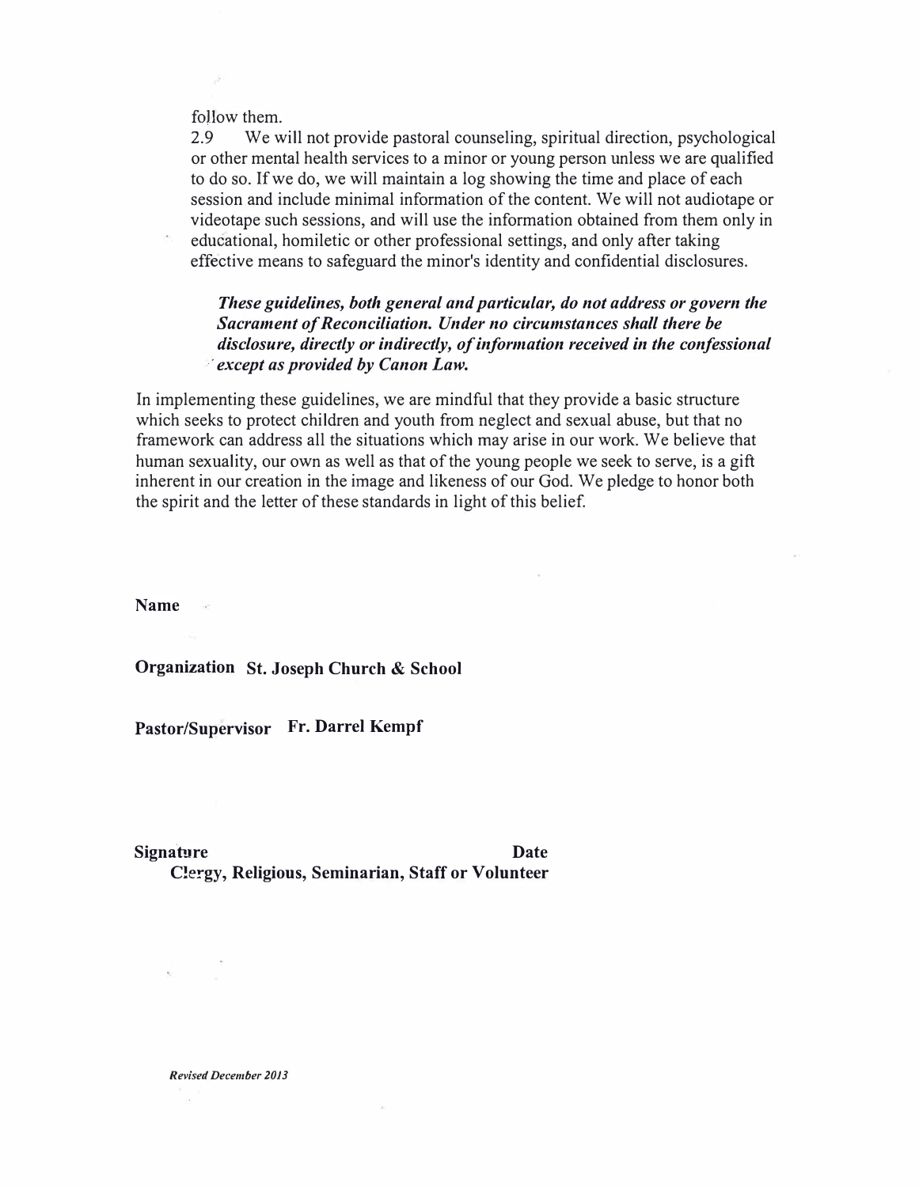follow them.

2.9 We will not provide pastoral counseling, spiritual direction, psychological or other mental health services to a minor or young person unless we are qualified to do so. If we do, we will maintain a log showing the time and place of each session and include minimal information of the content. We will not audiotape or videotape such sessions, and will use the information obtained from them only in educational, homiletic or other professional settings, and only after taking effective means to safeguard the minor's identity and confidential disclosures.

***These guidelines, both general and particular, do not address or govern the Sacrament of Reconciliation. Under no circumstances shall there be disclosure, directly or indirectly, of information received in the confessional except as provided by Canon Law.***

In implementing these guidelines, we are mindful that they provide a basic structure which seeks to protect children and youth from neglect and sexual abuse, but that no framework can address all the situations which may arise in our work. We believe that human sexuality, our own as well as that of the young people we seek to serve, is a gift inherent in our creation in the image and likeness of our God. We pledge to honor both the spirit and the letter of these standards in light of this belief.

**Name**

**Organization St. Joseph Church & School**

**Pastor/Supervisor Fr. Darrel Kempf**

**Signature** **Date**

**Clergy, Religious, Seminarian, Staff or Volunteer**

***Revised December 2013***